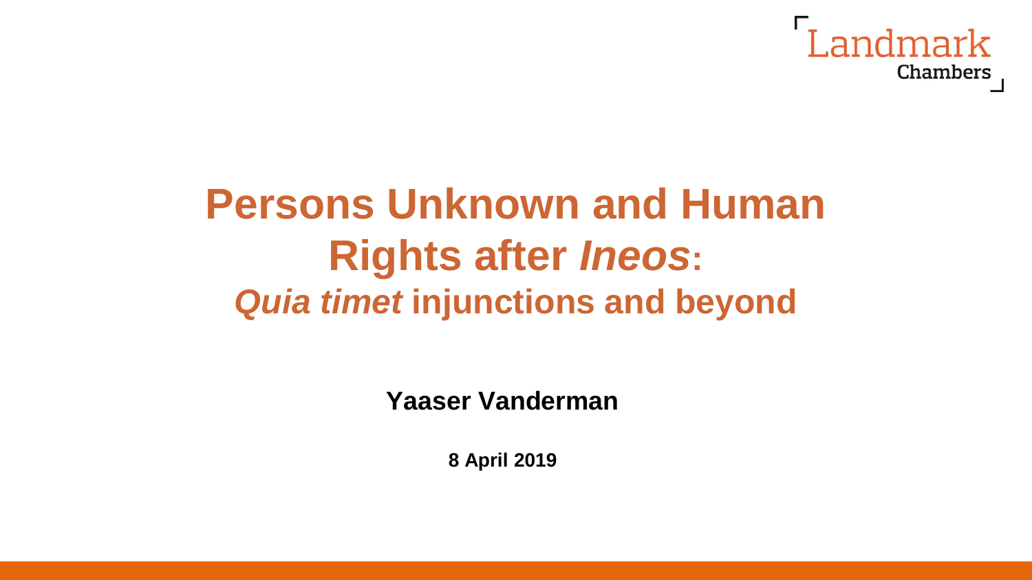Landmark Chambers

# Persons Unknown and Human Rights after *Ineos*: *Quia timet* injunctions and beyond

**Yaaser Vanderman**

**8 April 2019**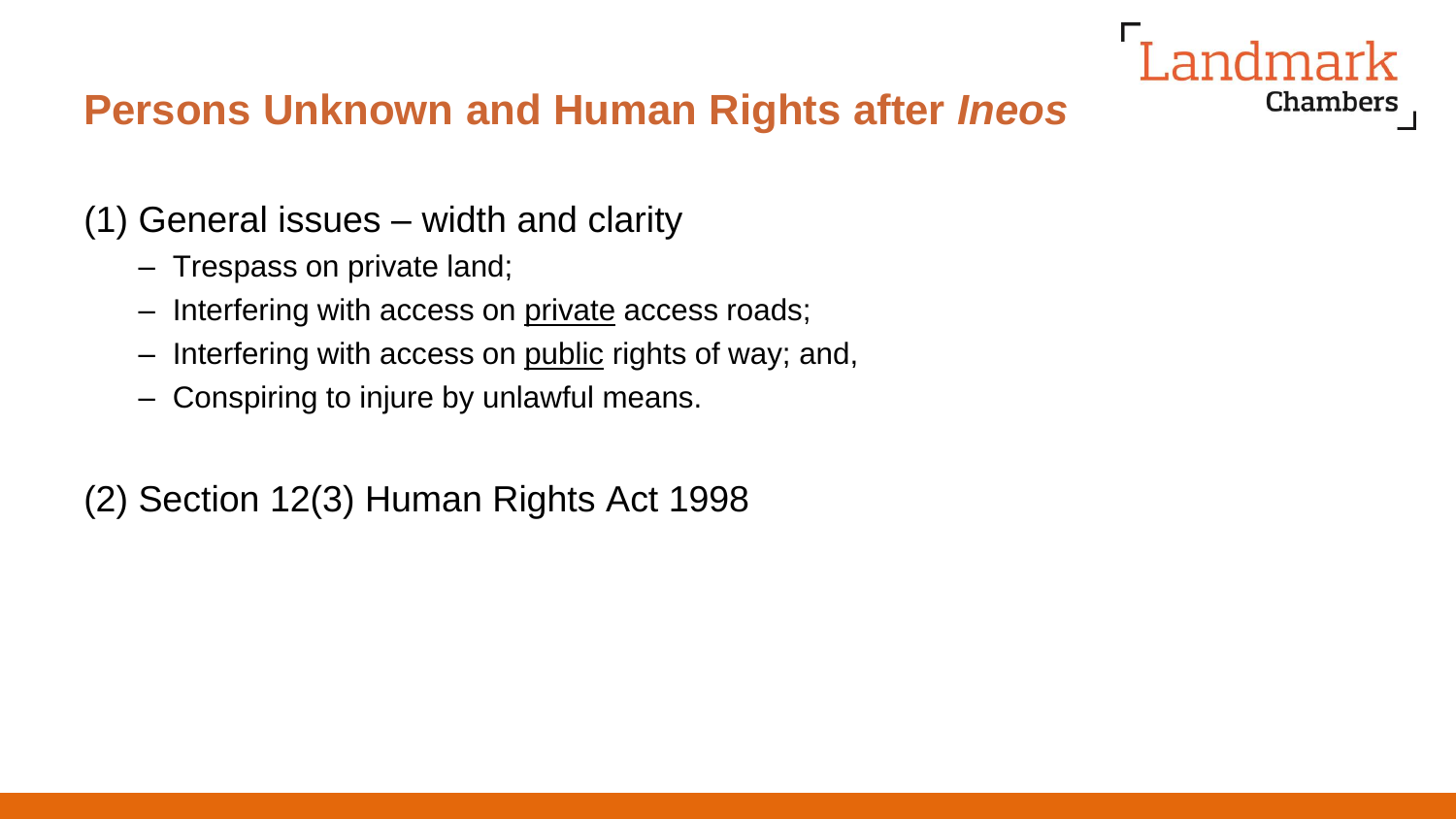# Persons Unknown and Human Rights after *Ineos*

(1) General issues – width and clarity

- Trespass on private land;
- Interfering with access on <u>private</u> access roads;
- Interfering with access on <u>public</u> rights of way; and,
- Conspiring to injure by unlawful means.

(2) Section 12(3) Human Rights Act 1998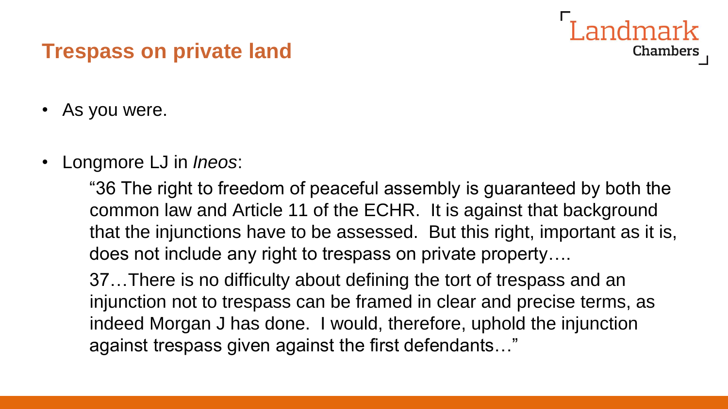## Trespass on private land

- As you were.
- Longmore LJ in *Ineos*:

  "36 The right to freedom of peaceful assembly is guaranteed by both the common law and Article 11 of the ECHR. It is against that background that the injunctions have to be assessed. But this right, important as it is, does not include any right to trespass on private property….

  37…There is no difficulty about defining the tort of trespass and an injunction not to trespass can be framed in clear and precise terms, as indeed Morgan J has done. I would, therefore, uphold the injunction against trespass given against the first defendants…"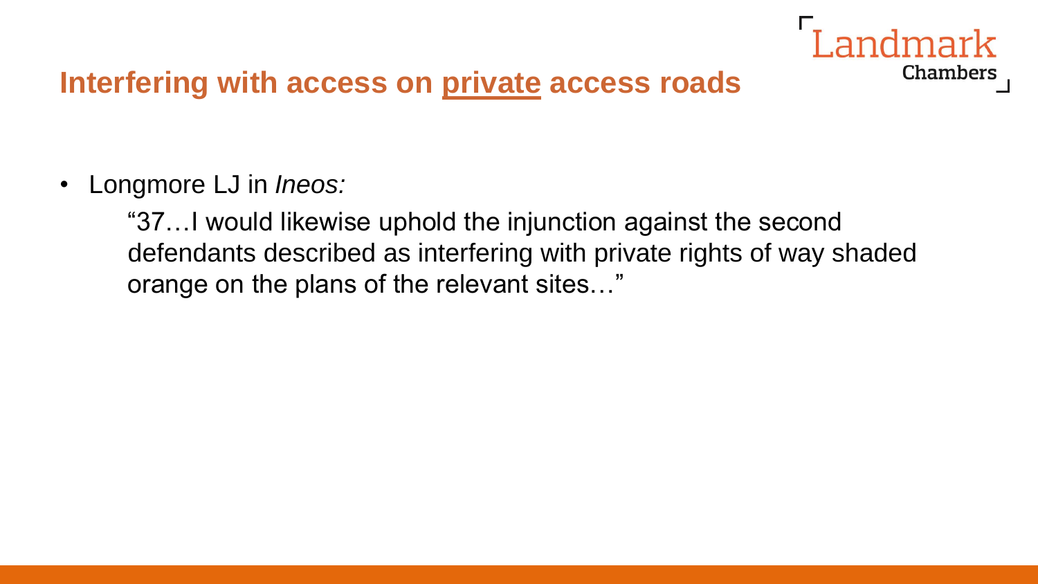## Interfering with access on <u>private</u> access roads

- Longmore LJ in *Ineos:*

  "37…I would likewise uphold the injunction against the second defendants described as interfering with private rights of way shaded orange on the plans of the relevant sites…"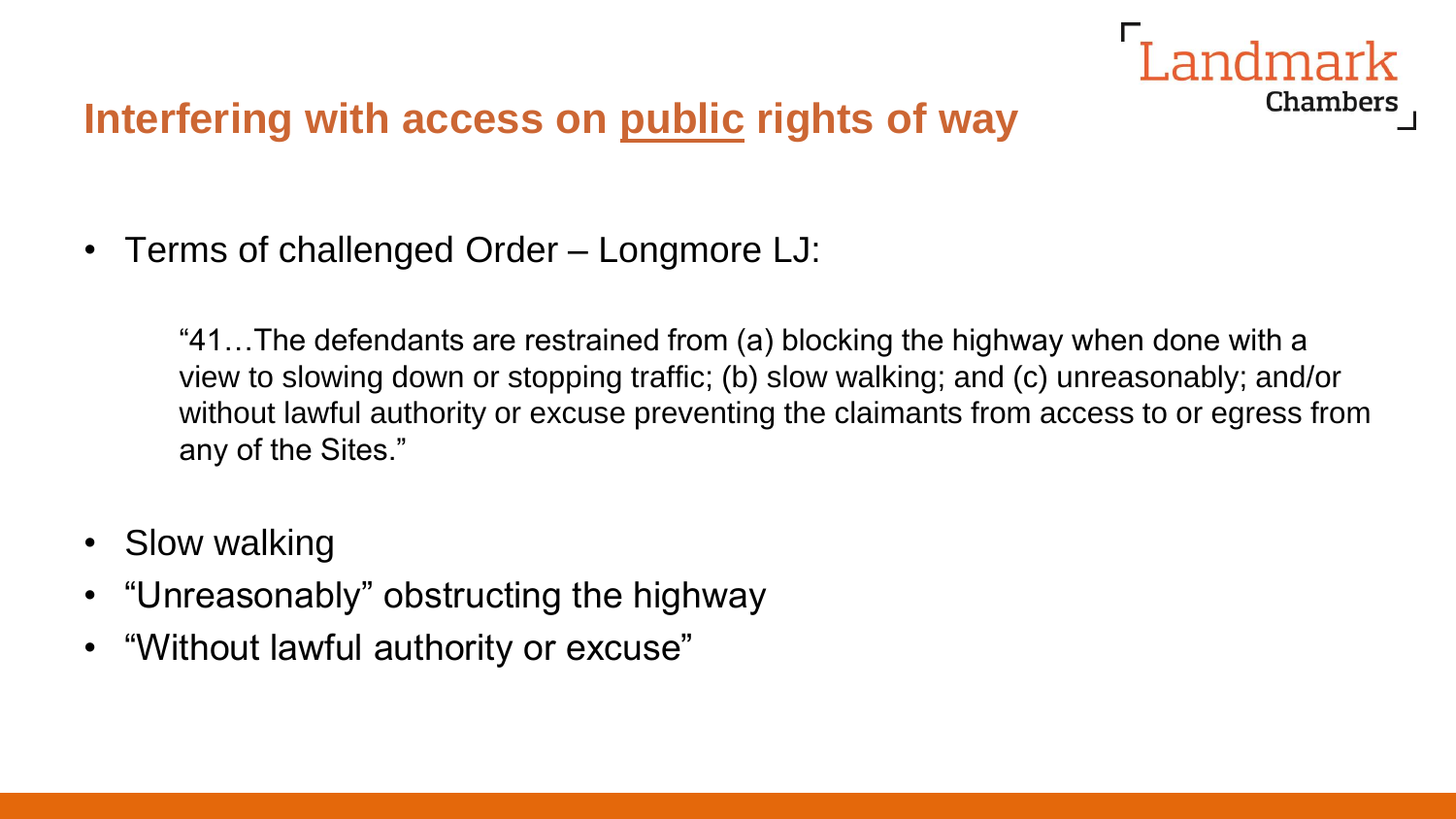## Interfering with access on <u>public</u> rights of way

- Terms of challenged Order – Longmore LJ:

> "41…The defendants are restrained from (a) blocking the highway when done with a view to slowing down or stopping traffic; (b) slow walking; and (c) unreasonably; and/or without lawful authority or excuse preventing the claimants from access to or egress from any of the Sites."

- Slow walking
- "Unreasonably" obstructing the highway
- "Without lawful authority or excuse"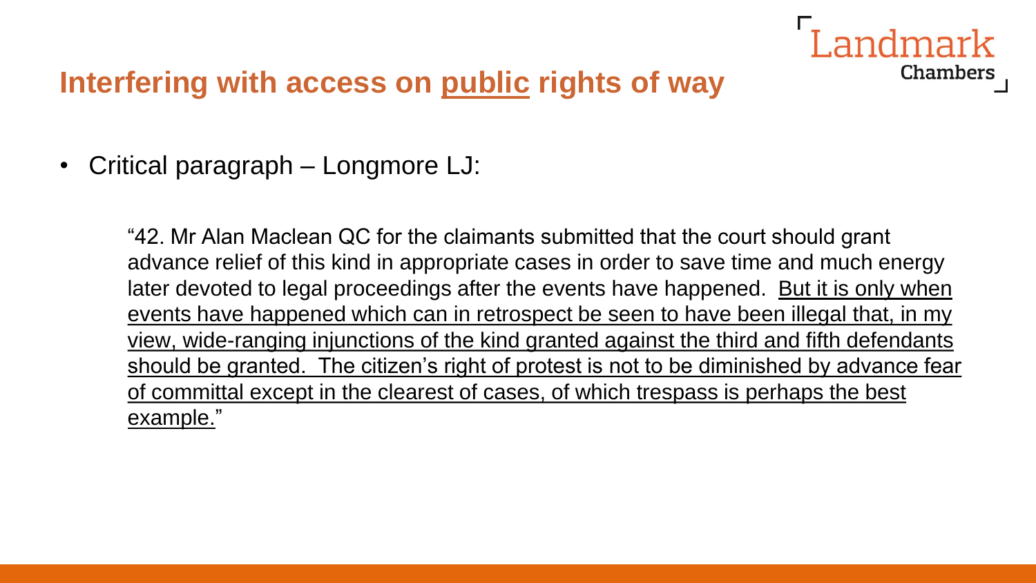# Interfering with access on <u>public</u> rights of way

- Critical paragraph – Longmore LJ:

> "42. Mr Alan Maclean QC for the claimants submitted that the court should grant advance relief of this kind in appropriate cases in order to save time and much energy later devoted to legal proceedings after the events have happened. <u>But it is only when events have happened which can in retrospect be seen to have been illegal that, in my view, wide-ranging injunctions of the kind granted against the third and fifth defendants should be granted. The citizen's right of protest is not to be diminished by advance fear of committal except in the clearest of cases, of which trespass is perhaps the best example."</u>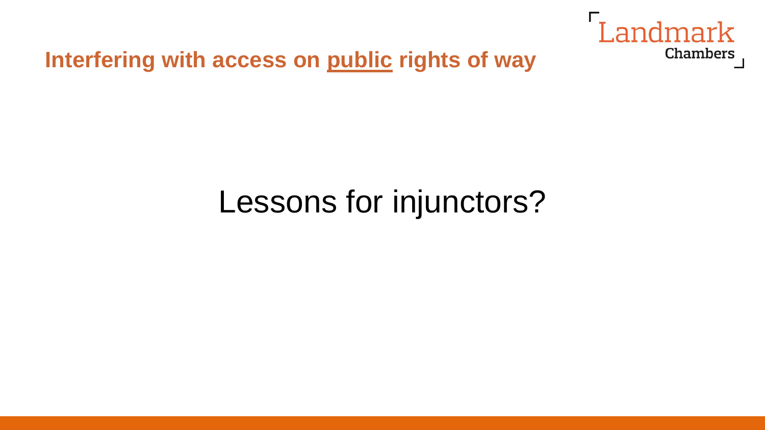## Interfering with access on <u>public</u> rights of way

# Lessons for injunctors?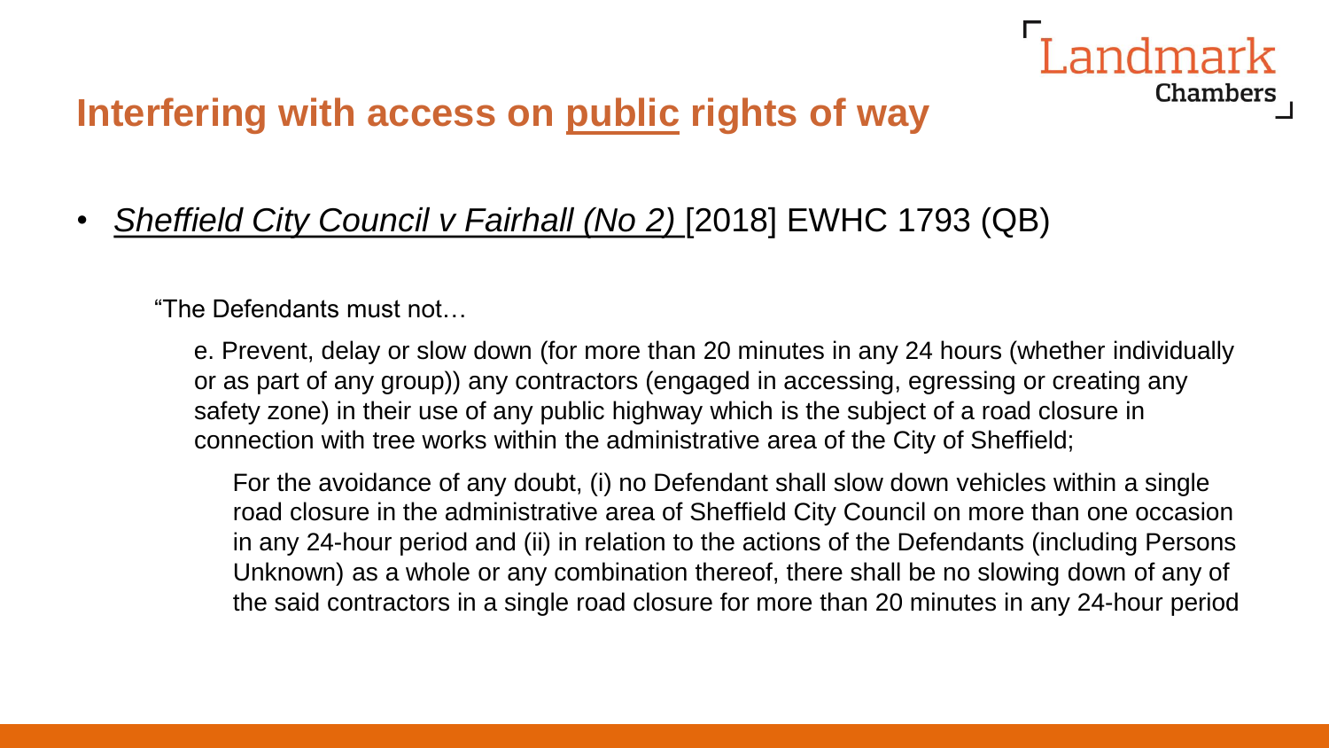## Interfering with access on public rights of way

- *Sheffield City Council v Fairhall (No 2)* [2018] EWHC 1793 (QB)

> "The Defendants must not…
>
> e. Prevent, delay or slow down (for more than 20 minutes in any 24 hours (whether individually or as part of any group)) any contractors (engaged in accessing, egressing or creating any safety zone) in their use of any public highway which is the subject of a road closure in connection with tree works within the administrative area of the City of Sheffield;
>
> For the avoidance of any doubt, (i) no Defendant shall slow down vehicles within a single road closure in the administrative area of Sheffield City Council on more than one occasion in any 24-hour period and (ii) in relation to the actions of the Defendants (including Persons Unknown) as a whole or any combination thereof, there shall be no slowing down of any of the said contractors in a single road closure for more than 20 minutes in any 24-hour period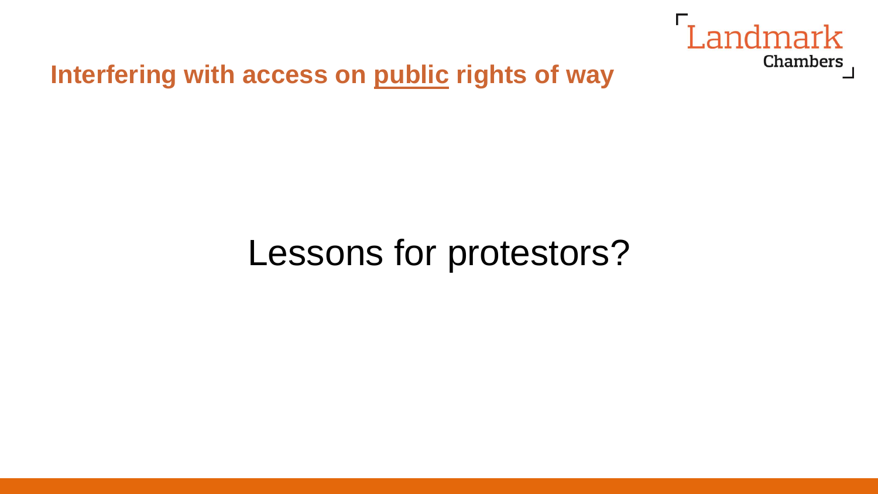## Interfering with access on <u>public</u> rights of way

# Lessons for protestors?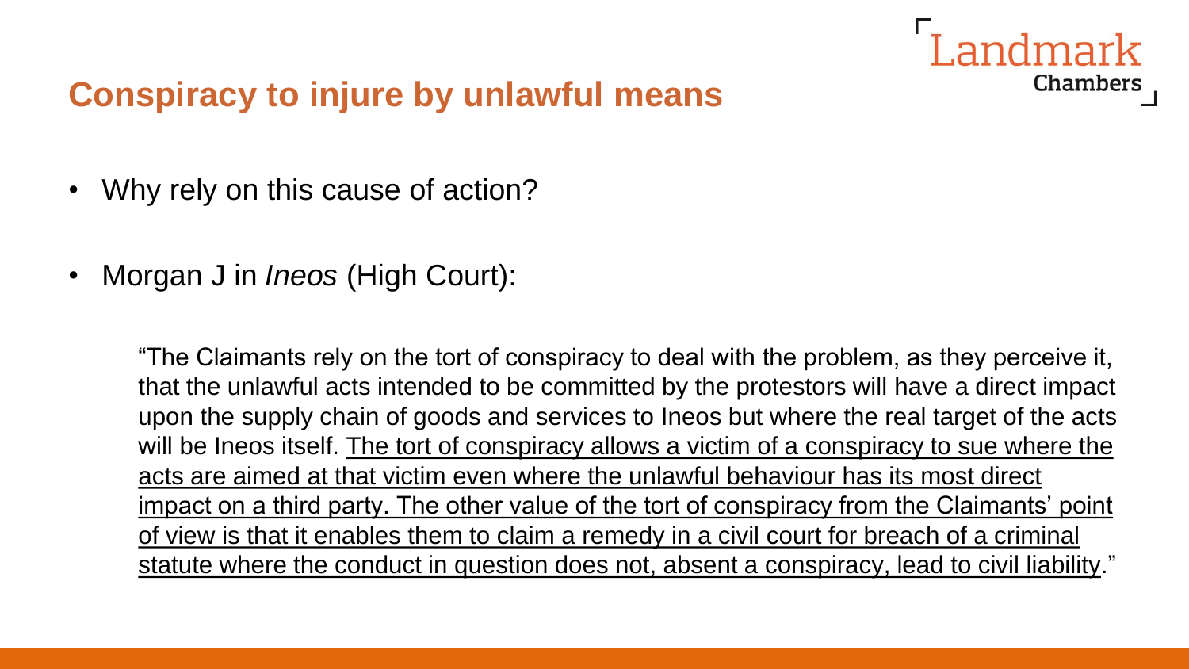## Conspiracy to injure by unlawful means

- Why rely on this cause of action?
- Morgan J in *Ineos* (High Court):

> "The Claimants rely on the tort of conspiracy to deal with the problem, as they perceive it, that the unlawful acts intended to be committed by the protestors will have a direct impact upon the supply chain of goods and services to Ineos but where the real target of the acts will be Ineos itself. <u>The tort of conspiracy allows a victim of a conspiracy to sue where the acts are aimed at that victim even where the unlawful behaviour has its most direct impact on a third party. The other value of the tort of conspiracy from the Claimants' point of view is that it enables them to claim a remedy in a civil court for breach of a criminal statute where the conduct in question does not, absent a conspiracy, lead to civil liability</u>."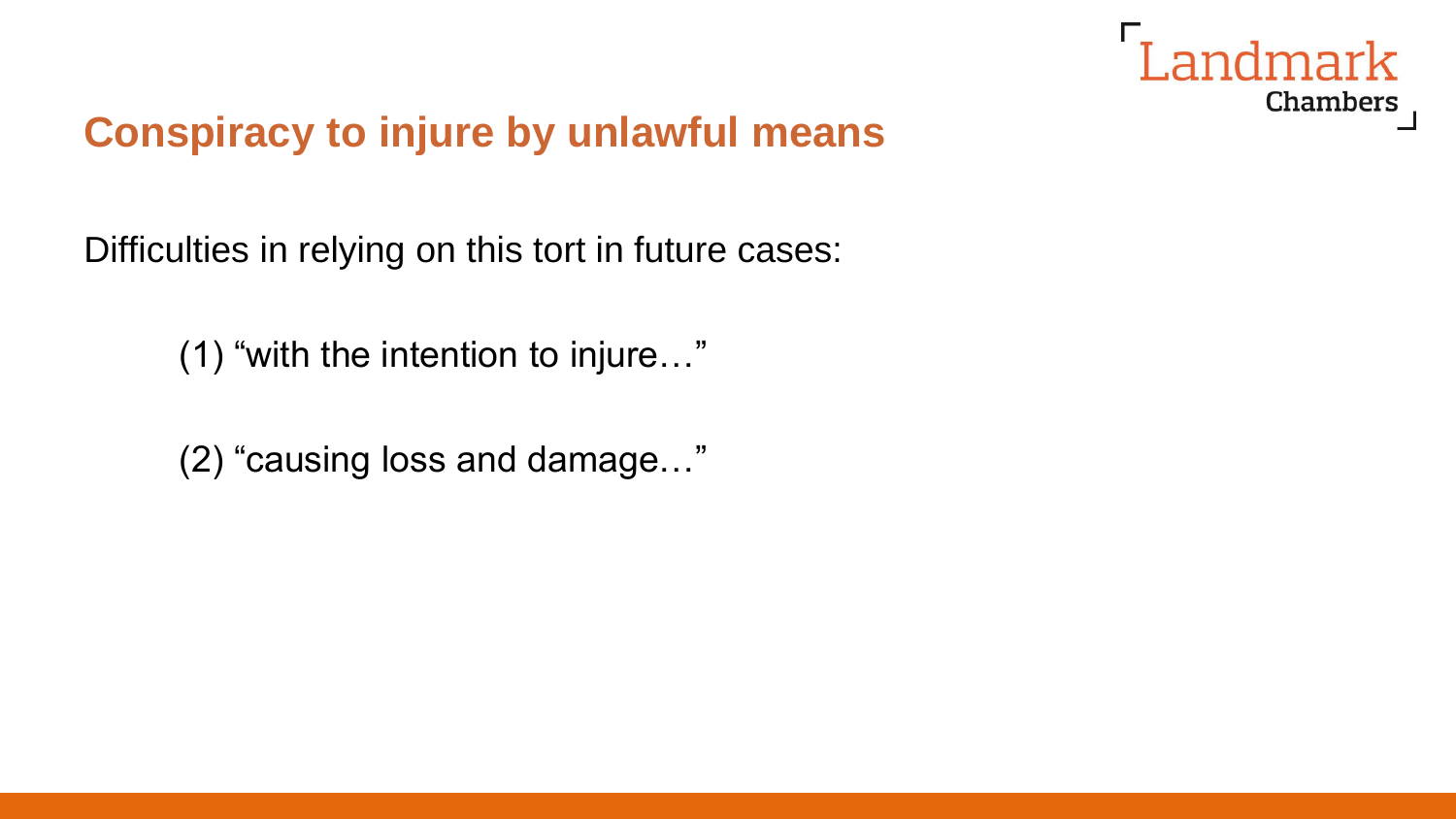## Conspiracy to injure by unlawful means

Difficulties in relying on this tort in future cases:

(1) “with the intention to injure…”

(2) “causing loss and damage…”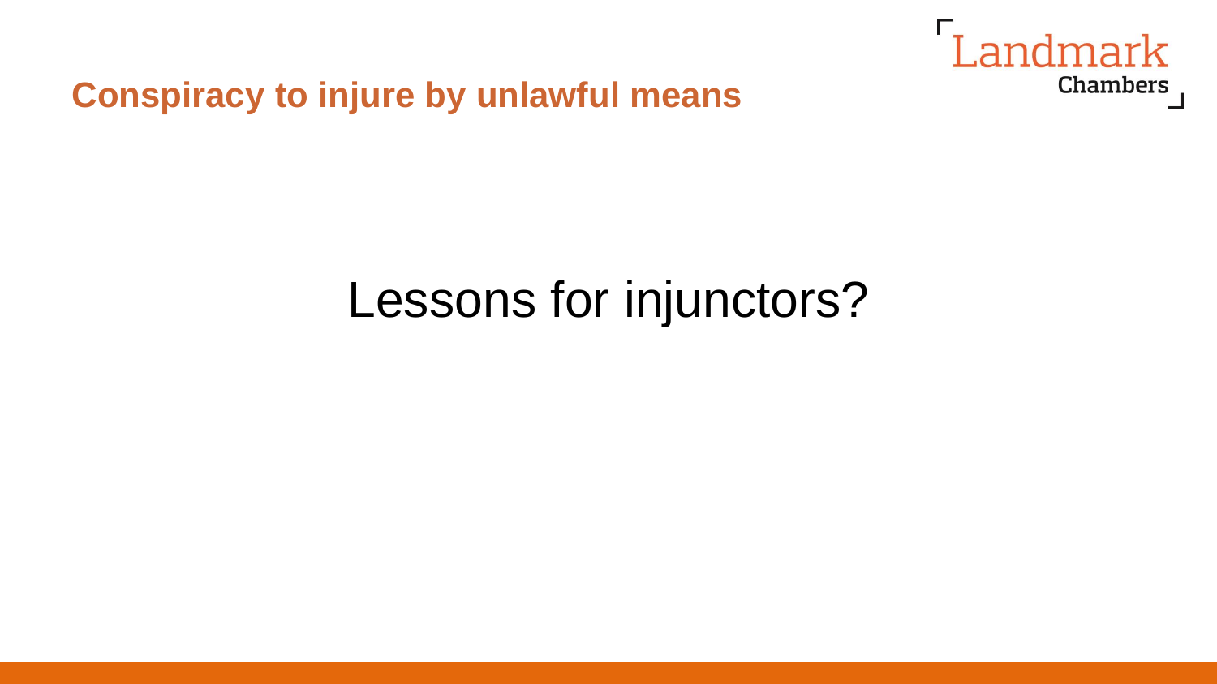## Conspiracy to injure by unlawful means

Lessons for injunctors?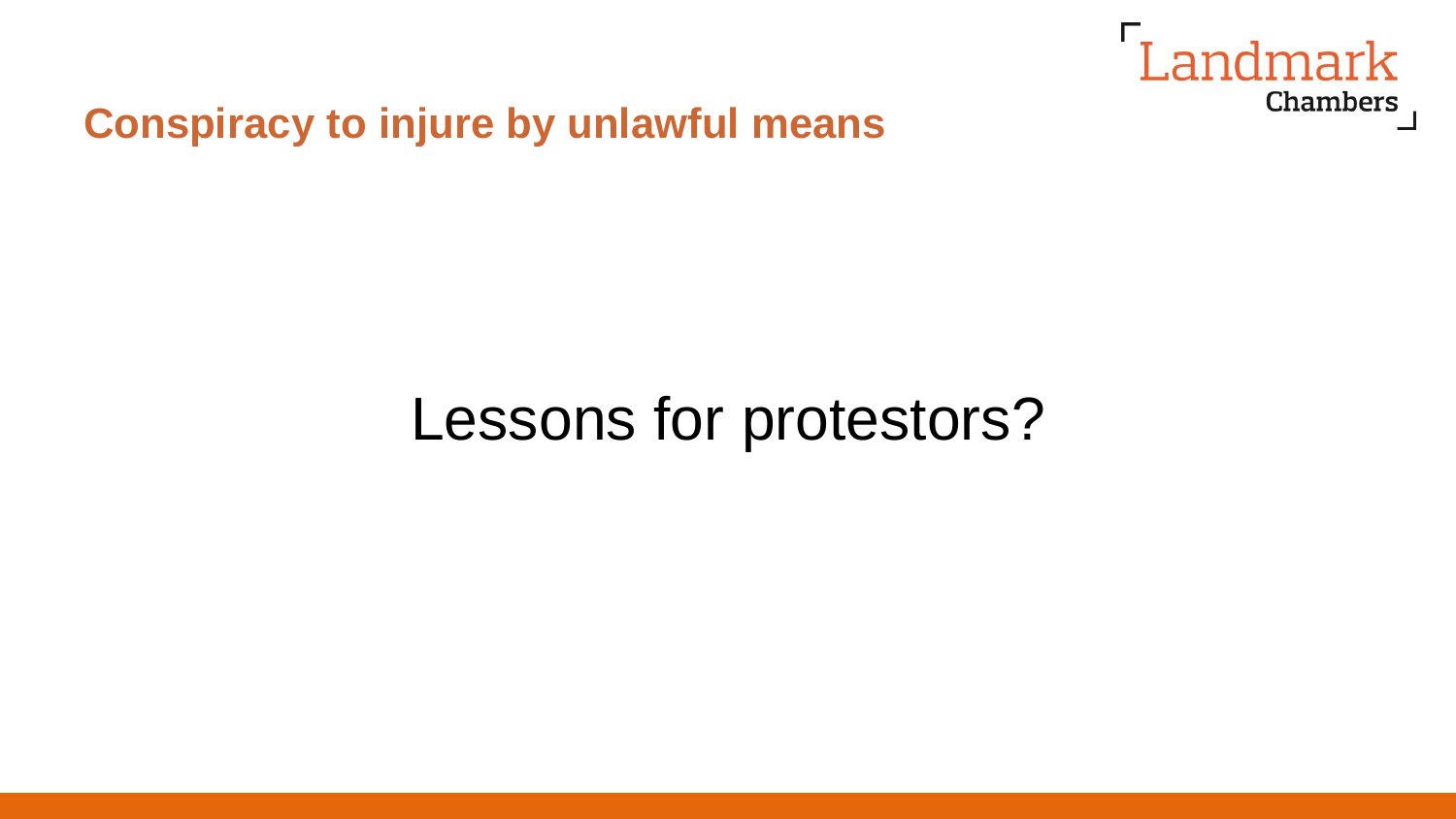## Conspiracy to injure by unlawful means

Lessons for protestors?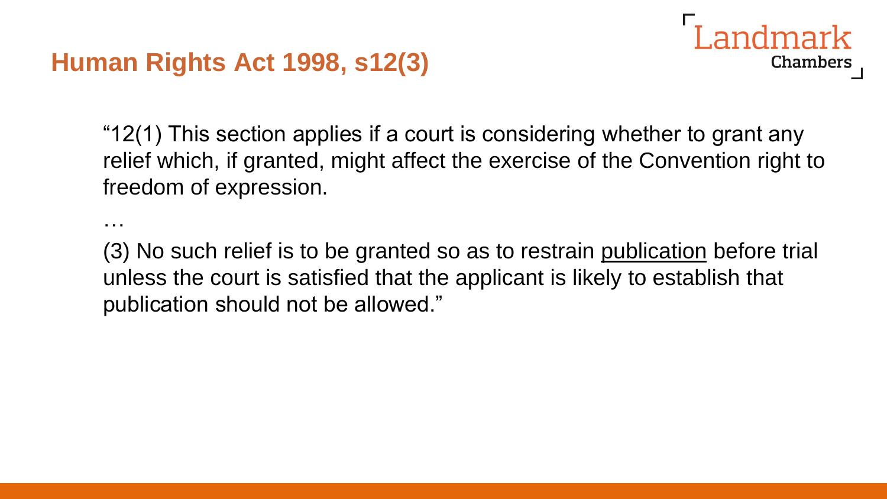# Human Rights Act 1998, s12(3)

"12(1) This section applies if a court is considering whether to grant any relief which, if granted, might affect the exercise of the Convention right to freedom of expression.

…

(3) No such relief is to be granted so as to restrain <u>publication</u> before trial unless the court is satisfied that the applicant is likely to establish that publication should not be allowed."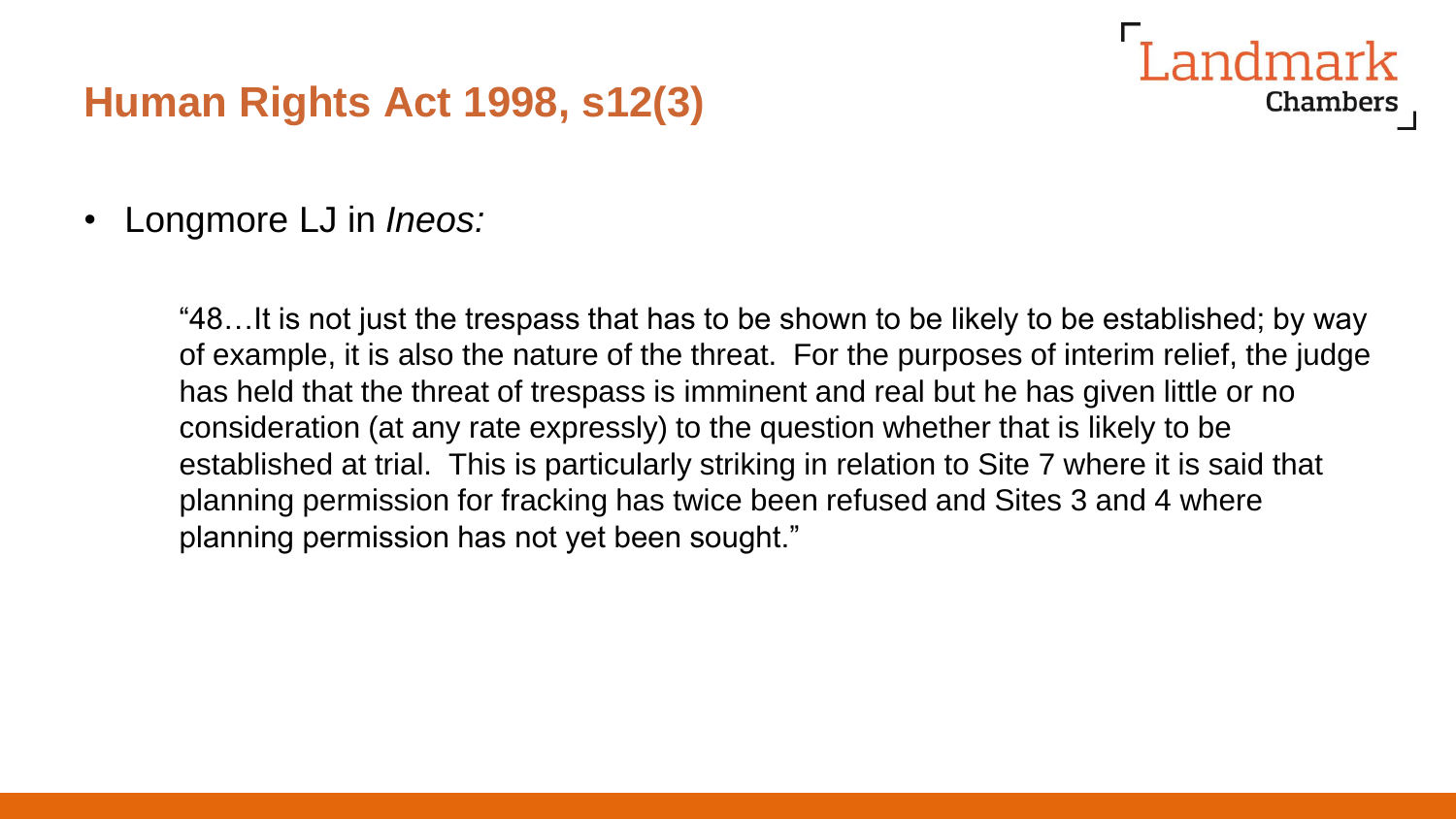## Human Rights Act 1998, s12(3)

- Longmore LJ in *Ineos:*

> "48…It is not just the trespass that has to be shown to be likely to be established; by way of example, it is also the nature of the threat. For the purposes of interim relief, the judge has held that the threat of trespass is imminent and real but he has given little or no consideration (at any rate expressly) to the question whether that is likely to be established at trial. This is particularly striking in relation to Site 7 where it is said that planning permission for fracking has twice been refused and Sites 3 and 4 where planning permission has not yet been sought."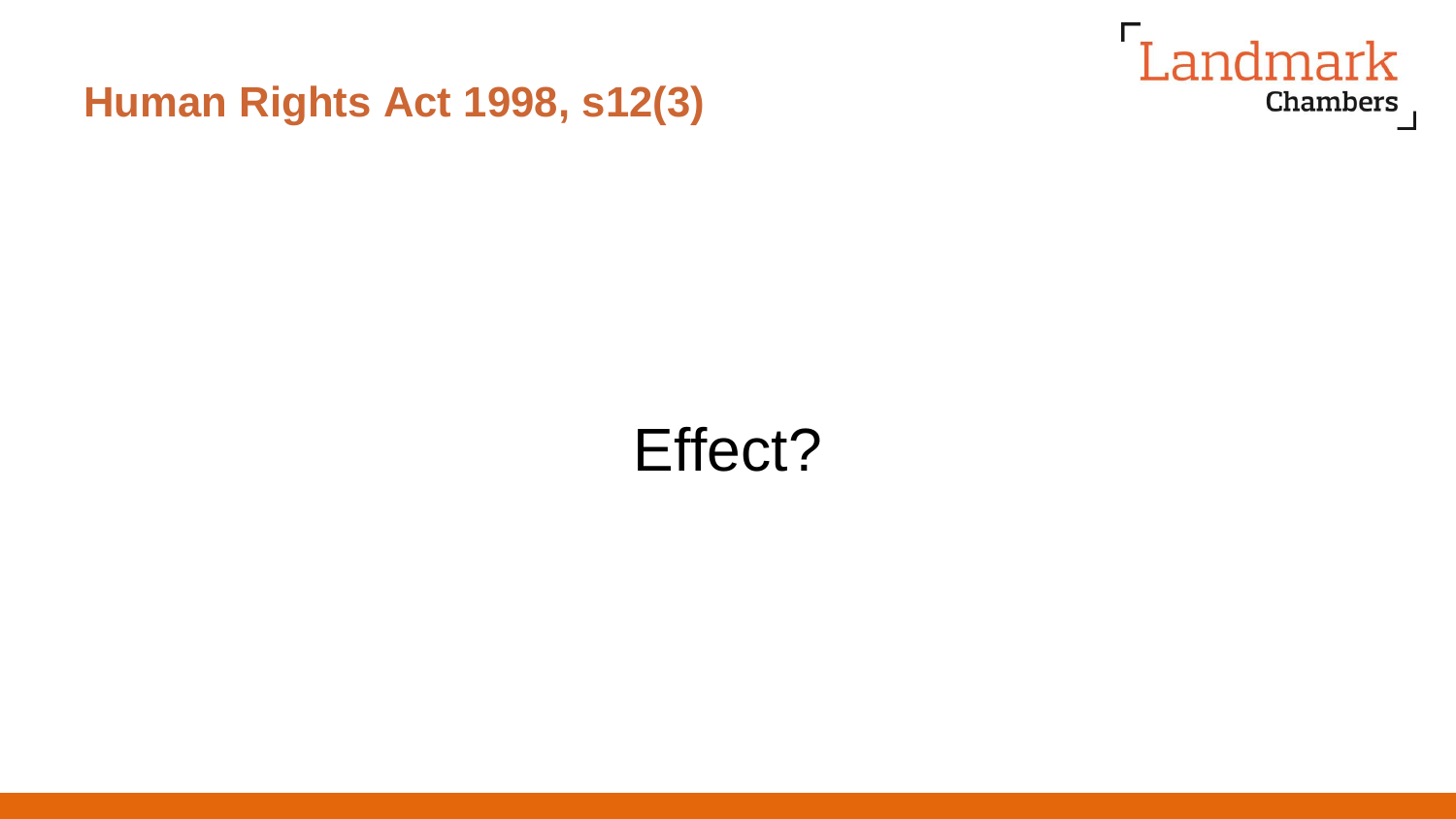## Human Rights Act 1998, s12(3)

Effect?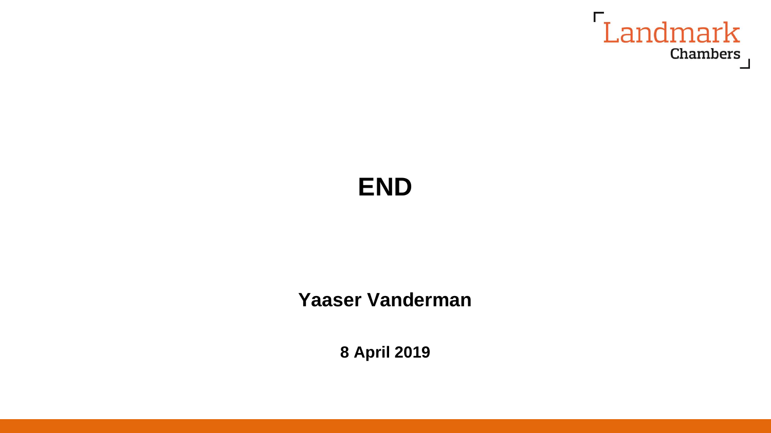# END

**Yaaser Vanderman**

**8 April 2019**